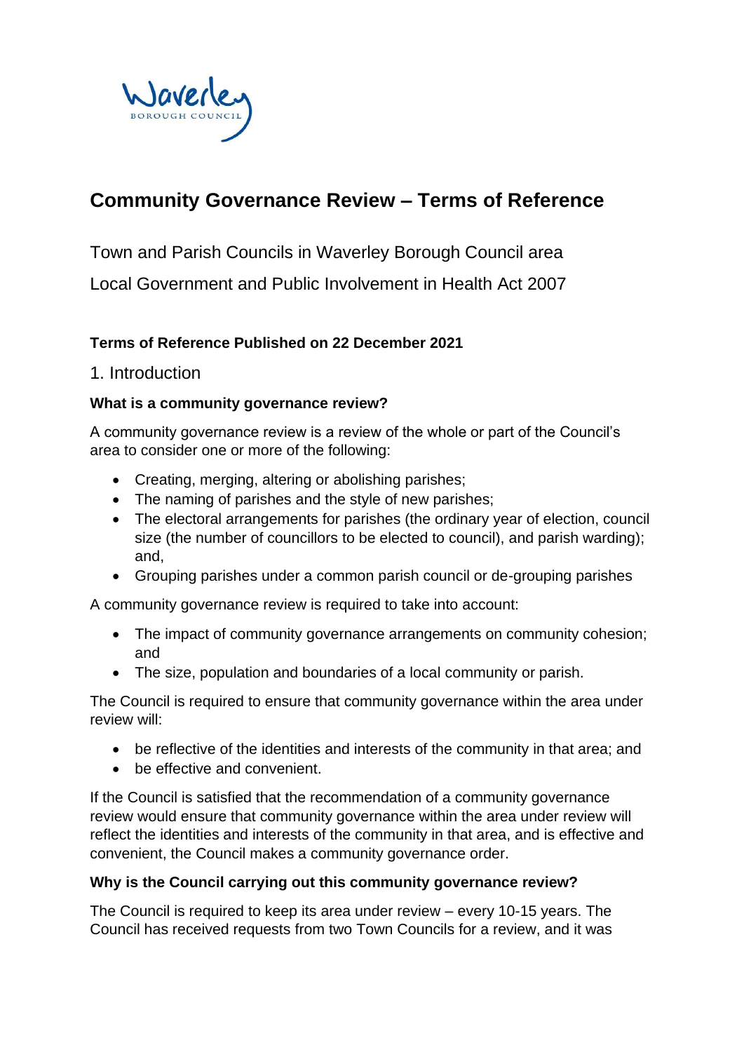# Community Governance Review – Terms of Reference

Town and Parish Councils in Waverley Borough Council area

Local Government and Public Involvement in Health Act 2007

**Terms of Reference Published on 22 December 2021**

## 1. Introduction

### What is a community governance review?

A community governance review is a review of the whole or part of the Council's area to consider one or more of the following:

- Creating, merging, altering or abolishing parishes;
- The naming of parishes and the style of new parishes;
- The electoral arrangements for parishes (the ordinary year of election, council size (the number of councillors to be elected to council), and parish warding); and,
- Grouping parishes under a common parish council or de-grouping parishes

A community governance review is required to take into account:

- The impact of community governance arrangements on community cohesion; and
- The size, population and boundaries of a local community or parish.

The Council is required to ensure that community governance within the area under review will:

- be reflective of the identities and interests of the community in that area; and
- be effective and convenient.

If the Council is satisfied that the recommendation of a community governance review would ensure that community governance within the area under review will reflect the identities and interests of the community in that area, and is effective and convenient, the Council makes a community governance order.

### Why is the Council carrying out this community governance review?

The Council is required to keep its area under review – every 10-15 years. The Council has received requests from two Town Councils for a review, and it was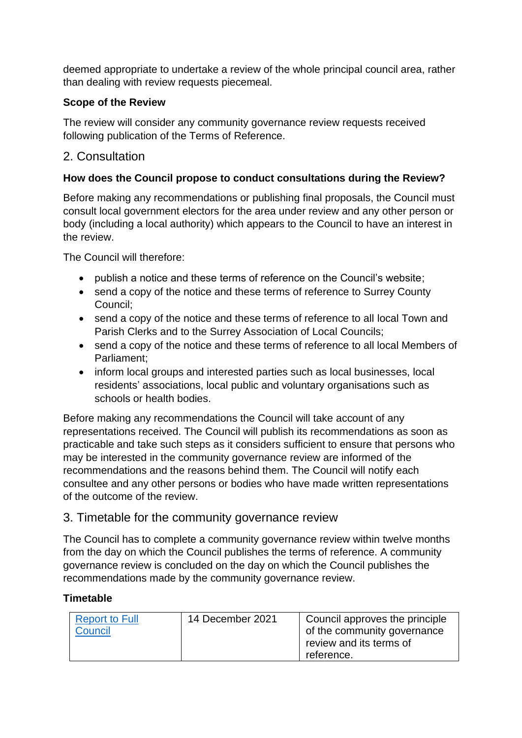deemed appropriate to undertake a review of the whole principal council area, rather than dealing with review requests piecemeal.

**Scope of the Review**

The review will consider any community governance review requests received following publication of the Terms of Reference.

## 2. Consultation

**How does the Council propose to conduct consultations during the Review?**

Before making any recommendations or publishing final proposals, the Council must consult local government electors for the area under review and any other person or body (including a local authority) which appears to the Council to have an interest in the review.

The Council will therefore:

- publish a notice and these terms of reference on the Council's website;
- send a copy of the notice and these terms of reference to Surrey County Council;
- send a copy of the notice and these terms of reference to all local Town and Parish Clerks and to the Surrey Association of Local Councils;
- send a copy of the notice and these terms of reference to all local Members of Parliament;
- inform local groups and interested parties such as local businesses, local residents' associations, local public and voluntary organisations such as schools or health bodies.

Before making any recommendations the Council will take account of any representations received. The Council will publish its recommendations as soon as practicable and take such steps as it considers sufficient to ensure that persons who may be interested in the community governance review are informed of the recommendations and the reasons behind them. The Council will notify each consultee and any other persons or bodies who have made written representations of the outcome of the review.

## 3. Timetable for the community governance review

The Council has to complete a community governance review within twelve months from the day on which the Council publishes the terms of reference. A community governance review is concluded on the day on which the Council publishes the recommendations made by the community governance review.

**Timetable**

| | | |
|---|---|---|
| Report to Full Council | 14 December 2021 | Council approves the principle of the community governance review and its terms of reference. |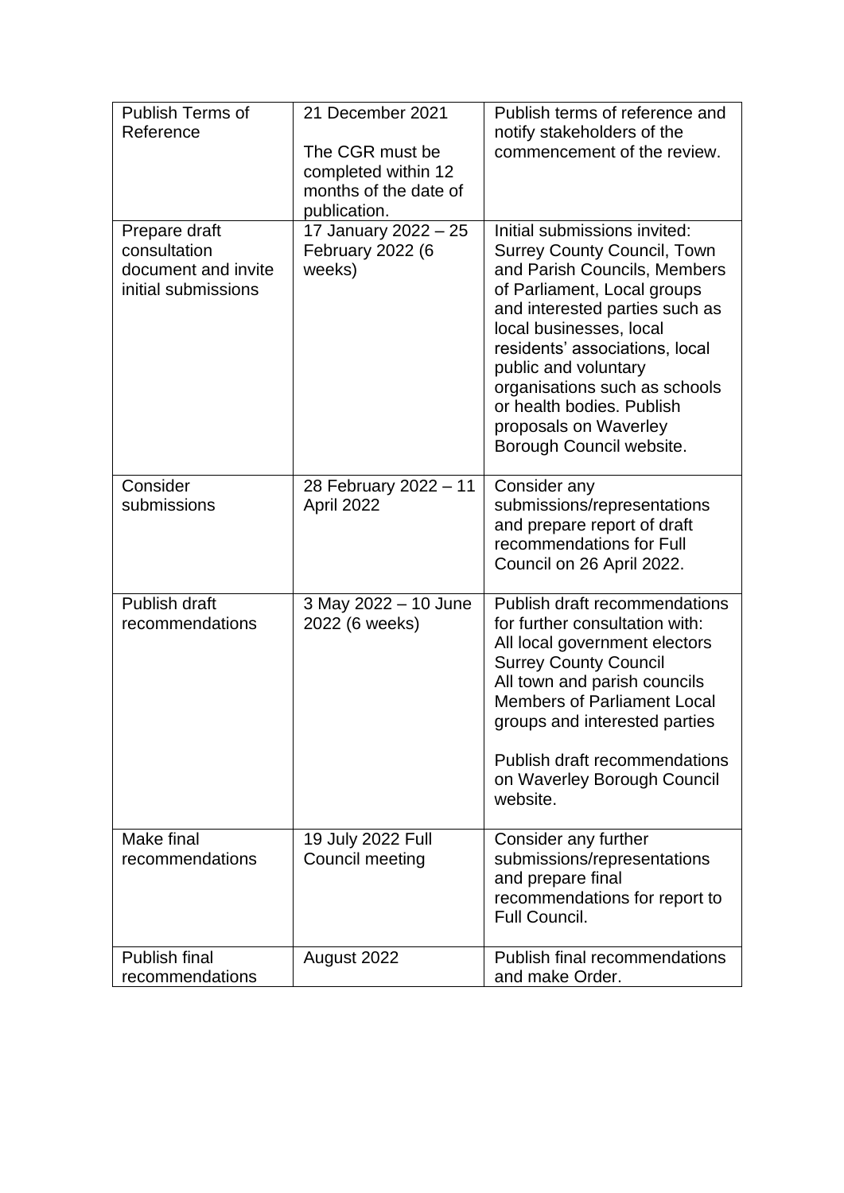| | | |
|---|---|---|
| Publish Terms of Reference | 21 December 2021<br><br>The CGR must be completed within 12 months of the date of publication. | Publish terms of reference and notify stakeholders of the commencement of the review. |
| Prepare draft consultation document and invite initial submissions | 17 January 2022 – 25 February 2022 (6 weeks) | Initial submissions invited: Surrey County Council, Town and Parish Councils, Members of Parliament, Local groups and interested parties such as local businesses, local residents' associations, local public and voluntary organisations such as schools or health bodies. Publish proposals on Waverley Borough Council website. |
| Consider submissions | 28 February 2022 – 11 April 2022 | Consider any submissions/representations and prepare report of draft recommendations for Full Council on 26 April 2022. |
| Publish draft recommendations | 3 May 2022 – 10 June 2022 (6 weeks) | Publish draft recommendations for further consultation with:<br>All local government electors<br>Surrey County Council<br>All town and parish councils<br>Members of Parliament Local groups and interested parties<br><br>Publish draft recommendations on Waverley Borough Council website. |
| Make final recommendations | 19 July 2022 Full Council meeting | Consider any further submissions/representations and prepare final recommendations for report to Full Council. |
| Publish final recommendations | August 2022 | Publish final recommendations and make Order. |